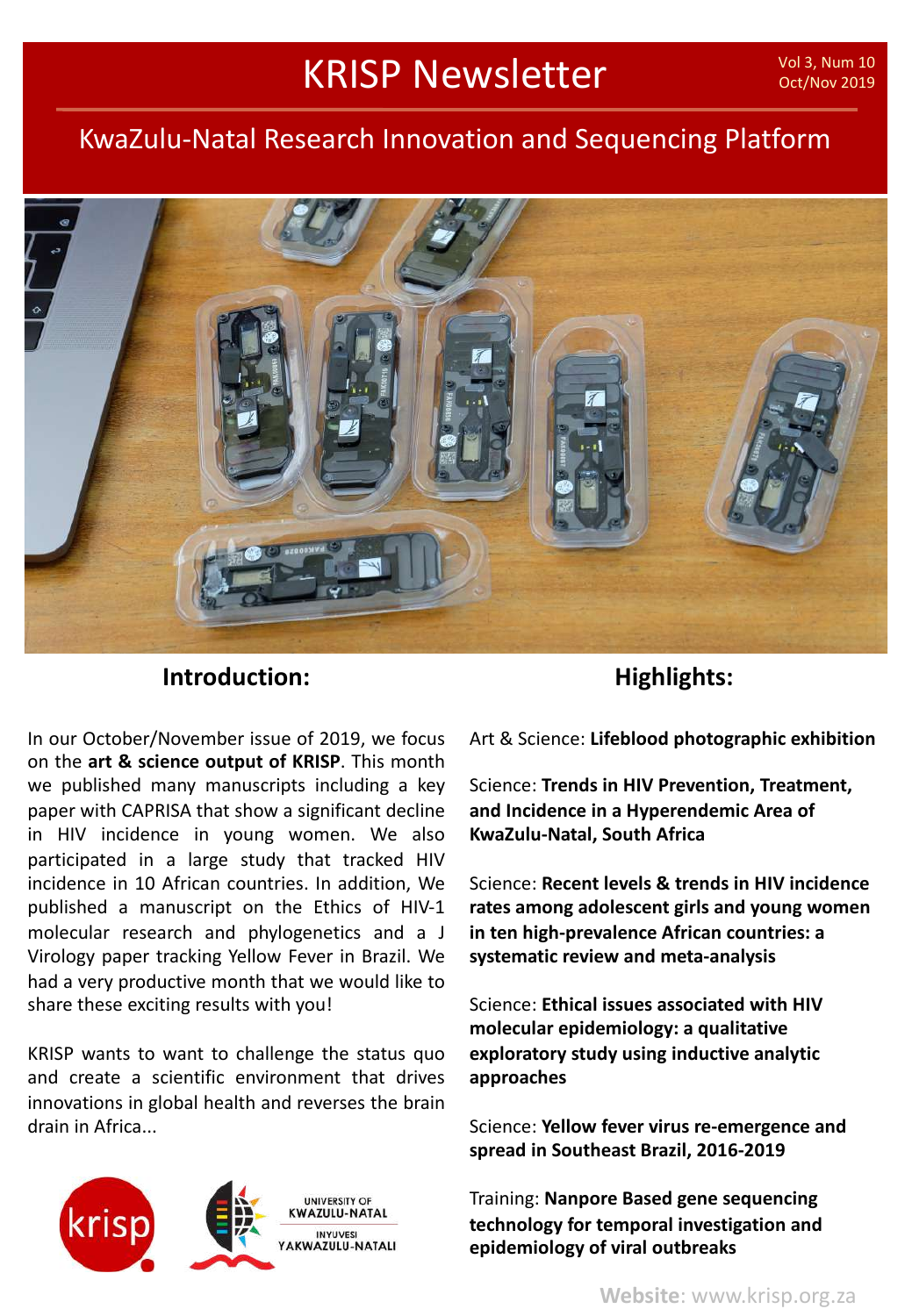# KRISP Newsletter

Vol 3, Num 10
Oct/Nov 2019

## KwaZulu-Natal Research Innovation and Sequencing Platform

## Introduction:

In our October/November issue of 2019, we focus on the **art & science output of KRISP**. This month we published many manuscripts including a key paper with CAPRISA that show a significant decline in HIV incidence in young women. We also participated in a large study that tracked HIV incidence in 10 African countries. In addition, We published a manuscript on the Ethics of HIV-1 molecular research and phylogenetics and a J Virology paper tracking Yellow Fever in Brazil. We had a very productive month that we would like to share these exciting results with you!

KRISP wants to want to challenge the status quo and create a scientific environment that drives innovations in global health and reverses the brain drain in Africa...

## Highlights:

Art & Science: **Lifeblood photographic exhibition**

Science: **Trends in HIV Prevention, Treatment, and Incidence in a Hyperendemic Area of KwaZulu-Natal, South Africa**

Science: **Recent levels & trends in HIV incidence rates among adolescent girls and young women in ten high-prevalence African countries: a systematic review and meta-analysis**

Science: **Ethical issues associated with HIV molecular epidemiology: a qualitative exploratory study using inductive analytic approaches**

Science: **Yellow fever virus re-emergence and spread in Southeast Brazil, 2016-2019**

Training: **Nanpore Based gene sequencing technology for temporal investigation and epidemiology of viral outbreaks**

**Website**: www.krisp.org.za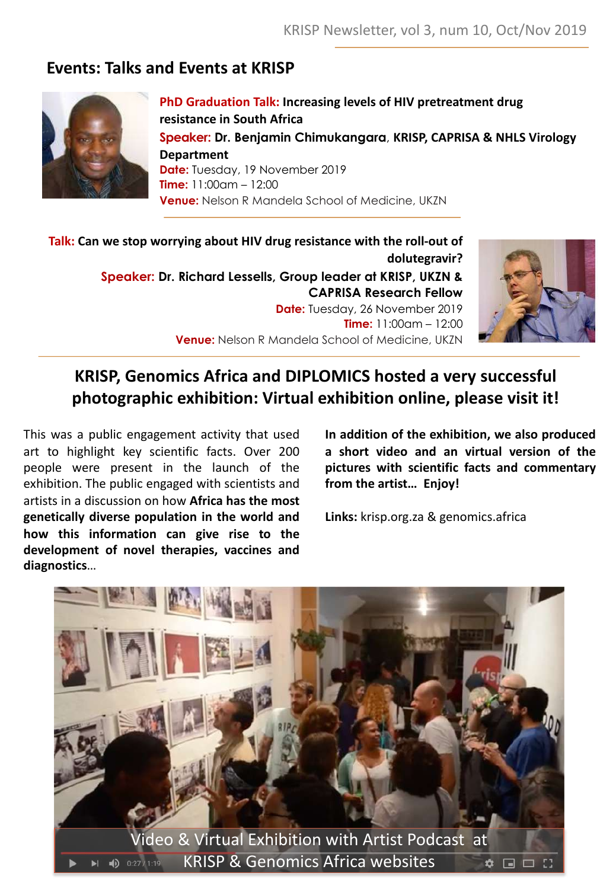## Events: Talks and Events at KRISP

**PhD Graduation Talk: Increasing levels of HIV pretreatment drug resistance in South Africa**
**Speaker: Dr. Benjamin Chimukangara, KRISP, CAPRISA & NHLS Virology Department**
**Date:** Tuesday, 19 November 2019
**Time:** 11:00am – 12:00
**Venue:** Nelson R Mandela School of Medicine, UKZN

---

**Talk: Can we stop worrying about HIV drug resistance with the roll-out of dolutegravir?**
**Speaker: Dr. Richard Lessells, Group leader at KRISP, UKZN & CAPRISA Research Fellow**
**Date:** Tuesday, 26 November 2019
**Time:** 11:00am – 12:00
**Venue:** Nelson R Mandela School of Medicine, UKZN

---

## KRISP, Genomics Africa and DIPLOMICS hosted a very successful photographic exhibition: Virtual exhibition online, please visit it!

This was a public engagement activity that used art to highlight key scientific facts. Over 200 people were present in the launch of the exhibition. The public engaged with scientists and artists in a discussion on how **Africa has the most genetically diverse population in the world and how this information can give rise to the development of novel therapies, vaccines and diagnostics**...

**In addition of the exhibition, we also produced a short video and an virtual version of the pictures with scientific facts and commentary from the artist… Enjoy!**

**Links:** krisp.org.za & genomics.africa

Video & Virtual Exhibition with Artist Podcast at KRISP & Genomics Africa websites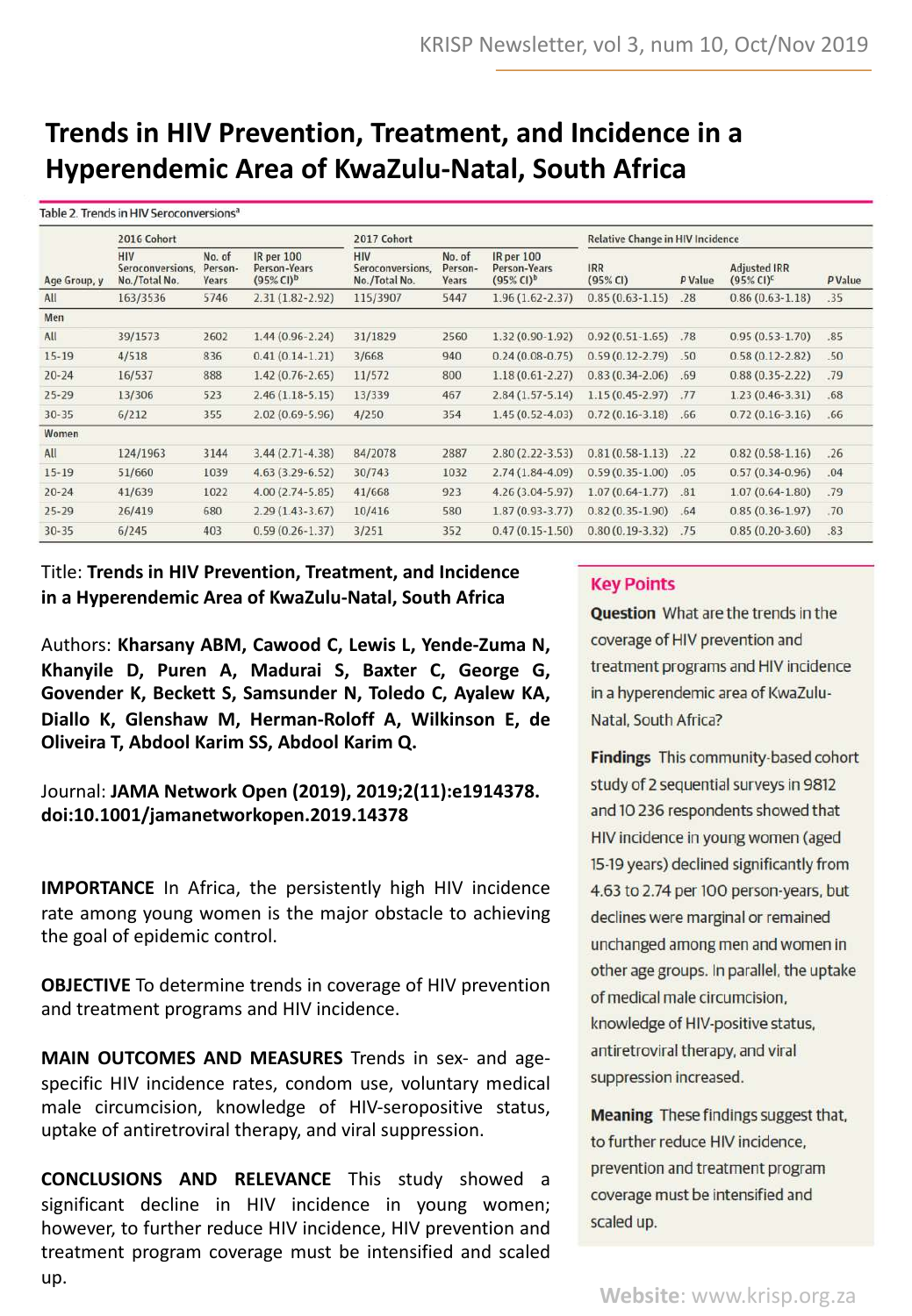# Trends in HIV Prevention, Treatment, and Incidence in a Hyperendemic Area of KwaZulu-Natal, South Africa

Table 2. Trends in HIV Seroconversions[a]

| | 2016 Cohort | | | 2017 Cohort | | | Relative Change in HIV Incidence | | | |
|---|---|---|---|---|---|---|---|---|---|---|
| Age Group, y | HIV Seroconversions, No./Total No. | No. of Person-Years | IR per 100 Person-Years (95% CI)[b] | HIV Seroconversions, No./Total No. | No. of Person-Years | IR per 100 Person-Years (95% CI)[b] | IRR (95% CI) | P Value | Adjusted IRR (95% CI)[c] | P Value |
| All | 163/3536 | 5746 | 2.31 (1.82-2.92) | 115/3907 | 5447 | 1.96 (1.62-2.37) | 0.85 (0.63-1.15) | .28 | 0.86 (0.63-1.18) | .35 |
| **Men** | | | | | | | | | | |
| All | 39/1573 | 2602 | 1.44 (0.96-2.24) | 31/1829 | 2560 | 1.32 (0.90-1.92) | 0.92 (0.51-1.65) | .78 | 0.95 (0.53-1.70) | .85 |
| 15-19 | 4/518 | 836 | 0.41 (0.14-1.21) | 3/668 | 940 | 0.24 (0.08-0.75) | 0.59 (0.12-2.79) | .50 | 0.58 (0.12-2.82) | .50 |
| 20-24 | 16/537 | 888 | 1.42 (0.76-2.65) | 11/572 | 800 | 1.18 (0.61-2.27) | 0.83 (0.34-2.06) | .69 | 0.88 (0.35-2.22) | .79 |
| 25-29 | 13/306 | 523 | 2.46 (1.18-5.15) | 13/339 | 467 | 2.84 (1.57-5.14) | 1.15 (0.45-2.97) | .77 | 1.23 (0.46-3.31) | .68 |
| 30-35 | 6/212 | 355 | 2.02 (0.69-5.96) | 4/250 | 354 | 1.45 (0.52-4.03) | 0.72 (0.16-3.18) | .66 | 0.72 (0.16-3.16) | .66 |
| **Women** | | | | | | | | | | |
| All | 124/1963 | 3144 | 3.44 (2.71-4.38) | 84/2078 | 2887 | 2.80 (2.22-3.53) | 0.81 (0.58-1.13) | .22 | 0.82 (0.58-1.16) | .26 |
| 15-19 | 51/660 | 1039 | 4.63 (3.29-6.52) | 30/743 | 1032 | 2.74 (1.84-4.09) | 0.59 (0.35-1.00) | .05 | 0.57 (0.34-0.96) | .04 |
| 20-24 | 41/639 | 1022 | 4.00 (2.74-5.85) | 41/668 | 923 | 4.26 (3.04-5.97) | 1.07 (0.64-1.77) | .81 | 1.07 (0.64-1.80) | .79 |
| 25-29 | 26/419 | 680 | 2.29 (1.43-3.67) | 10/416 | 580 | 1.87 (0.93-3.77) | 0.82 (0.35-1.90) | .64 | 0.85 (0.36-1.97) | .70 |
| 30-35 | 6/245 | 403 | 0.59 (0.26-1.37) | 3/251 | 352 | 0.47 (0.15-1.50) | 0.80 (0.19-3.32) | .75 | 0.85 (0.20-3.60) | .83 |

Title: **Trends in HIV Prevention, Treatment, and Incidence in a Hyperendemic Area of KwaZulu-Natal, South Africa**

Authors: **Kharsany ABM, Cawood C, Lewis L, Yende-Zuma N, Khanyile D, Puren A, Madurai S, Baxter C, George G, Govender K, Beckett S, Samsunder N, Toledo C, Ayalew KA, Diallo K, Glenshaw M, Herman-Roloff A, Wilkinson E, de Oliveira T, Abdool Karim SS, Abdool Karim Q.**

Journal: **JAMA Network Open (2019), 2019;2(11):e1914378. doi:10.1001/jamanetworkopen.2019.14378**

**IMPORTANCE** In Africa, the persistently high HIV incidence rate among young women is the major obstacle to achieving the goal of epidemic control.

**OBJECTIVE** To determine trends in coverage of HIV prevention and treatment programs and HIV incidence.

**MAIN OUTCOMES AND MEASURES** Trends in sex- and age-specific HIV incidence rates, condom use, voluntary medical male circumcision, knowledge of HIV-seropositive status, uptake of antiretroviral therapy, and viral suppression.

**CONCLUSIONS AND RELEVANCE** This study showed a significant decline in HIV incidence in young women; however, to further reduce HIV incidence, HIV prevention and treatment program coverage must be intensified and scaled up.

## Key Points

**Question** What are the trends in the coverage of HIV prevention and treatment programs and HIV incidence in a hyperendemic area of KwaZulu-Natal, South Africa?

**Findings** This community-based cohort study of 2 sequential surveys in 9812 and 10 236 respondents showed that HIV incidence in young women (aged 15-19 years) declined significantly from 4.63 to 2.74 per 100 person-years, but declines were marginal or remained unchanged among men and women in other age groups. In parallel, the uptake of medical male circumcision, knowledge of HIV-positive status, antiretroviral therapy, and viral suppression increased.

**Meaning** These findings suggest that, to further reduce HIV incidence, prevention and treatment program coverage must be intensified and scaled up.

**Website**: www.krisp.org.za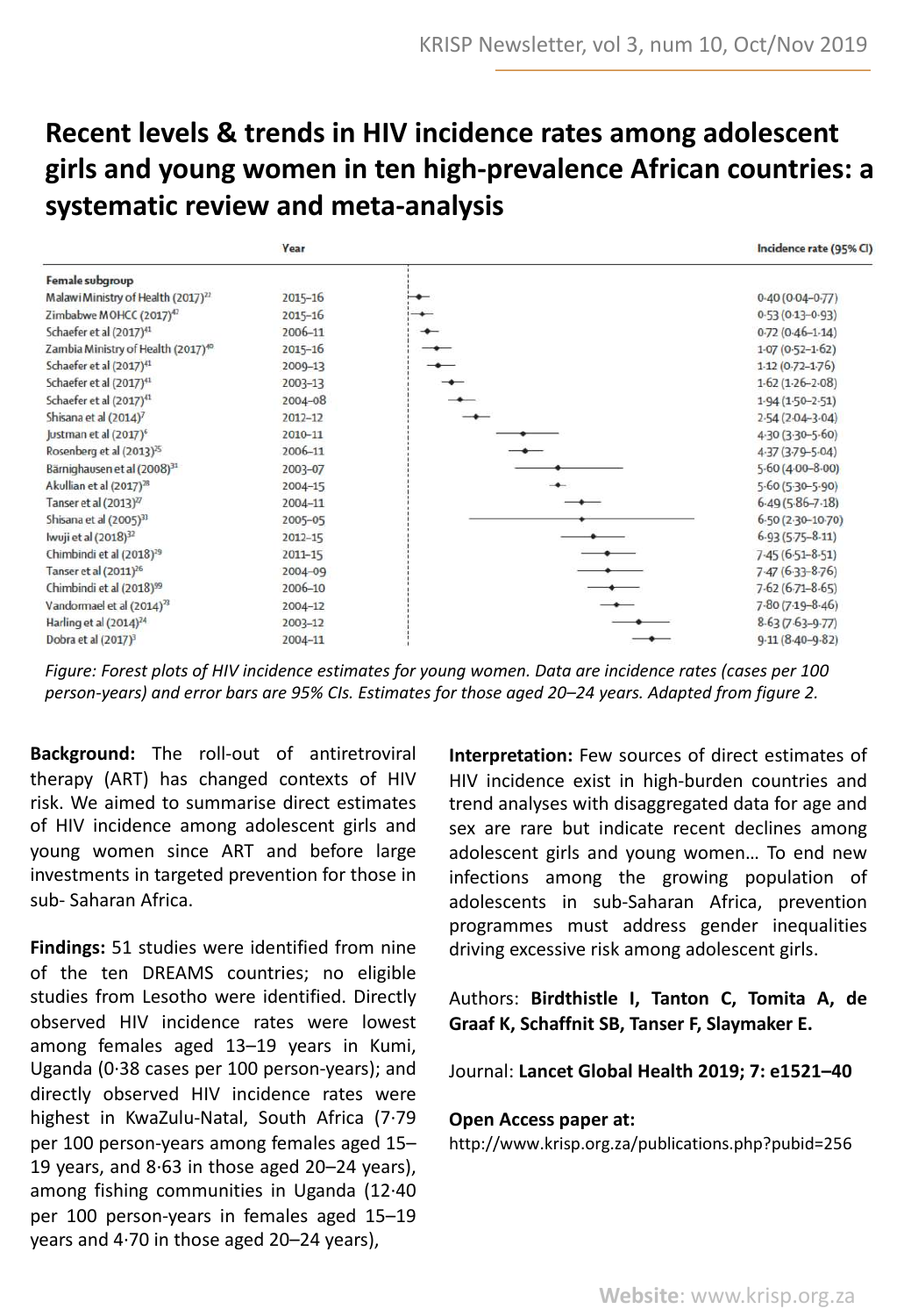# Recent levels & trends in HIV incidence rates among adolescent girls and young women in ten high-prevalence African countries: a systematic review and meta-analysis

| Female subgroup | Year | Incidence rate (95% CI) |
|---|---|---|
| Malawi Ministry of Health (2017)[22] | 2015–16 | 0·40 (0·04–0·77) |
| Zimbabwe MOHCC (2017)[42] | 2015–16 | 0·53 (0·13–0·93) |
| Schaefer et al (2017)[41] | 2006–11 | 0·72 (0·46–1·14) |
| Zambia Ministry of Health (2017)[40] | 2015–16 | 1·07 (0·52–1·62) |
| Schaefer et al (2017)[41] | 2009–13 | 1·12 (0·72–1·76) |
| Schaefer et al (2017)[41] | 2003–13 | 1·62 (1·26–2·08) |
| Schaefer et al (2017)[41] | 2004–08 | 1·94 (1·50–2·51) |
| Shisana et al (2014)[7] | 2012–12 | 2·54 (2·04–3·04) |
| Justman et al (2017)[6] | 2010–11 | 4·30 (3·30–5·60) |
| Rosenberg et al (2013)[25] | 2006–11 | 4·37 (3·79–5·04) |
| Bärnighausen et al (2008)[31] | 2003–07 | 5·60 (4·00–8·00) |
| Akullian et al (2017)[28] | 2004–15 | 5·60 (5·30–5·90) |
| Tanser et al (2013)[27] | 2004–11 | 6·49 (5·86–7·18) |
| Shisana et al (2005)[33] | 2005–05 | 6·50 (2·30–10·70) |
| Iwuji et al (2018)[32] | 2012–15 | 6·93 (5·75–8·11) |
| Chimbindi et al (2018)[29] | 2011–15 | 7·45 (6·51–8·51) |
| Tanser et al (2011)[26] | 2004–09 | 7·47 (6·33–8·76) |
| Chimbindi et al (2018)[99] | 2006–10 | 7·62 (6·71–8·65) |
| Vandormael et al (2014)[23] | 2004–12 | 7·80 (7·19–8·46) |
| Harling et al (2014)[24] | 2003–12 | 8·63 (7·63–9·77) |
| Dobra et al (2017)[3] | 2004–11 | 9·11 (8·40–9·82) |

*Figure: Forest plots of HIV incidence estimates for young women. Data are incidence rates (cases per 100 person-years) and error bars are 95% CIs. Estimates for those aged 20–24 years. Adapted from figure 2.*

**Background:** The roll-out of antiretroviral therapy (ART) has changed contexts of HIV risk. We aimed to summarise direct estimates of HIV incidence among adolescent girls and young women since ART and before large investments in targeted prevention for those in sub- Saharan Africa.

**Findings:** 51 studies were identified from nine of the ten DREAMS countries; no eligible studies from Lesotho were identified. Directly observed HIV incidence rates were lowest among females aged 13–19 years in Kumi, Uganda (0·38 cases per 100 person-years); and directly observed HIV incidence rates were highest in KwaZulu-Natal, South Africa (7·79 per 100 person-years among females aged 15–19 years, and 8·63 in those aged 20–24 years), among fishing communities in Uganda (12·40 per 100 person-years in females aged 15–19 years and 4·70 in those aged 20–24 years),

**Interpretation:** Few sources of direct estimates of HIV incidence exist in high-burden countries and trend analyses with disaggregated data for age and sex are rare but indicate recent declines among adolescent girls and young women… To end new infections among the growing population of adolescents in sub-Saharan Africa, prevention programmes must address gender inequalities driving excessive risk among adolescent girls.

Authors: **Birdthistle I, Tanton C, Tomita A, de Graaf K, Schaffnit SB, Tanser F, Slaymaker E.**

Journal: **Lancet Global Health 2019; 7: e1521–40**

**Open Access paper at:**

http://www.krisp.org.za/publications.php?pubid=256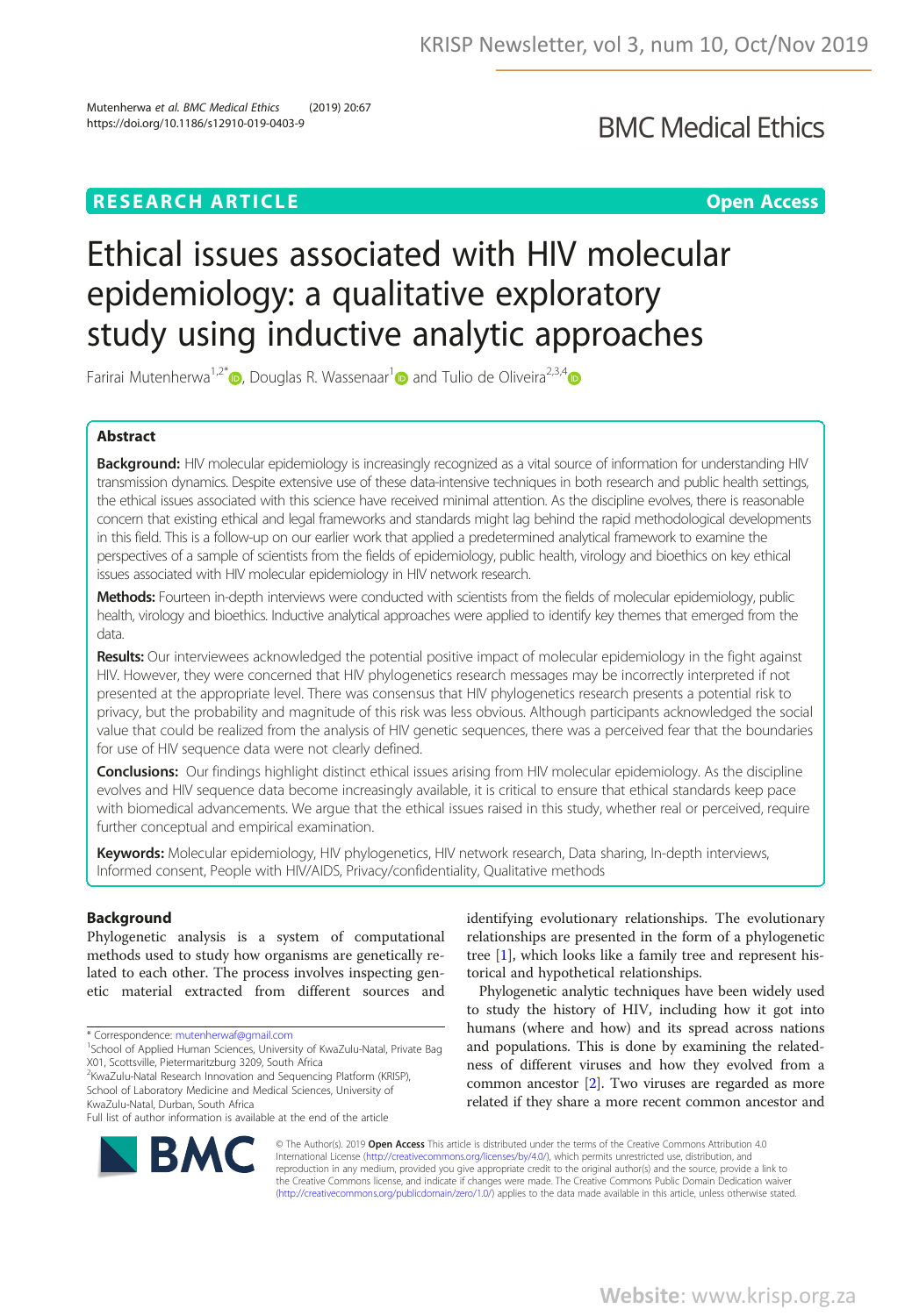# Ethical issues associated with HIV molecular epidemiology: a qualitative exploratory study using inductive analytic approaches

Farirai Mutenherwa[1,2*], Douglas R. Wassenaar[1] and Tulio de Oliveira[2,3,4]

## Abstract

**Background:** HIV molecular epidemiology is increasingly recognized as a vital source of information for understanding HIV transmission dynamics. Despite extensive use of these data-intensive techniques in both research and public health settings, the ethical issues associated with this science have received minimal attention. As the discipline evolves, there is reasonable concern that existing ethical and legal frameworks and standards might lag behind the rapid methodological developments in this field. This is a follow-up on our earlier work that applied a predetermined analytical framework to examine the perspectives of a sample of scientists from the fields of epidemiology, public health, virology and bioethics on key ethical issues associated with HIV molecular epidemiology in HIV network research.

**Methods:** Fourteen in-depth interviews were conducted with scientists from the fields of molecular epidemiology, public health, virology and bioethics. Inductive analytical approaches were applied to identify key themes that emerged from the data.

**Results:** Our interviewees acknowledged the potential positive impact of molecular epidemiology in the fight against HIV. However, they were concerned that HIV phylogenetics research messages may be incorrectly interpreted if not presented at the appropriate level. There was consensus that HIV phylogenetics research presents a potential risk to privacy, but the probability and magnitude of this risk was less obvious. Although participants acknowledged the social value that could be realized from the analysis of HIV genetic sequences, there was a perceived fear that the boundaries for use of HIV sequence data were not clearly defined.

**Conclusions:** Our findings highlight distinct ethical issues arising from HIV molecular epidemiology. As the discipline evolves and HIV sequence data become increasingly available, it is critical to ensure that ethical standards keep pace with biomedical advancements. We argue that the ethical issues raised in this study, whether real or perceived, require further conceptual and empirical examination.

**Keywords:** Molecular epidemiology, HIV phylogenetics, HIV network research, Data sharing, In-depth interviews, Informed consent, People with HIV/AIDS, Privacy/confidentiality, Qualitative methods

## Background

Phylogenetic analysis is a system of computational methods used to study how organisms are genetically related to each other. The process involves inspecting genetic material extracted from different sources and identifying evolutionary relationships. The evolutionary relationships are presented in the form of a phylogenetic tree [1], which looks like a family tree and represent historical and hypothetical relationships.

Phylogenetic analytic techniques have been widely used to study the history of HIV, including how it got into humans (where and how) and its spread across nations and populations. This is done by examining the relatedness of different viruses and how they evolved from a common ancestor [2]. Two viruses are regarded as more related if they share a more recent common ancestor and

\* Correspondence: mutenherwaf@gmail.com
[1] School of Applied Human Sciences, University of KwaZulu-Natal, Private Bag X01, Scottsville, Pietermaritzburg 3209, South Africa
[2] KwaZulu-Natal Research Innovation and Sequencing Platform (KRISP), School of Laboratory Medicine and Medical Sciences, University of KwaZulu-Natal, Durban, South Africa
Full list of author information is available at the end of the article

© The Author(s). 2019 **Open Access** This article is distributed under the terms of the Creative Commons Attribution 4.0 International License (http://creativecommons.org/licenses/by/4.0/), which permits unrestricted use, distribution, and reproduction in any medium, provided you give appropriate credit to the original author(s) and the source, provide a link to the Creative Commons license, and indicate if changes were made. The Creative Commons Public Domain Dedication waiver (http://creativecommons.org/publicdomain/zero/1.0/) applies to the data made available in this article, unless otherwise stated.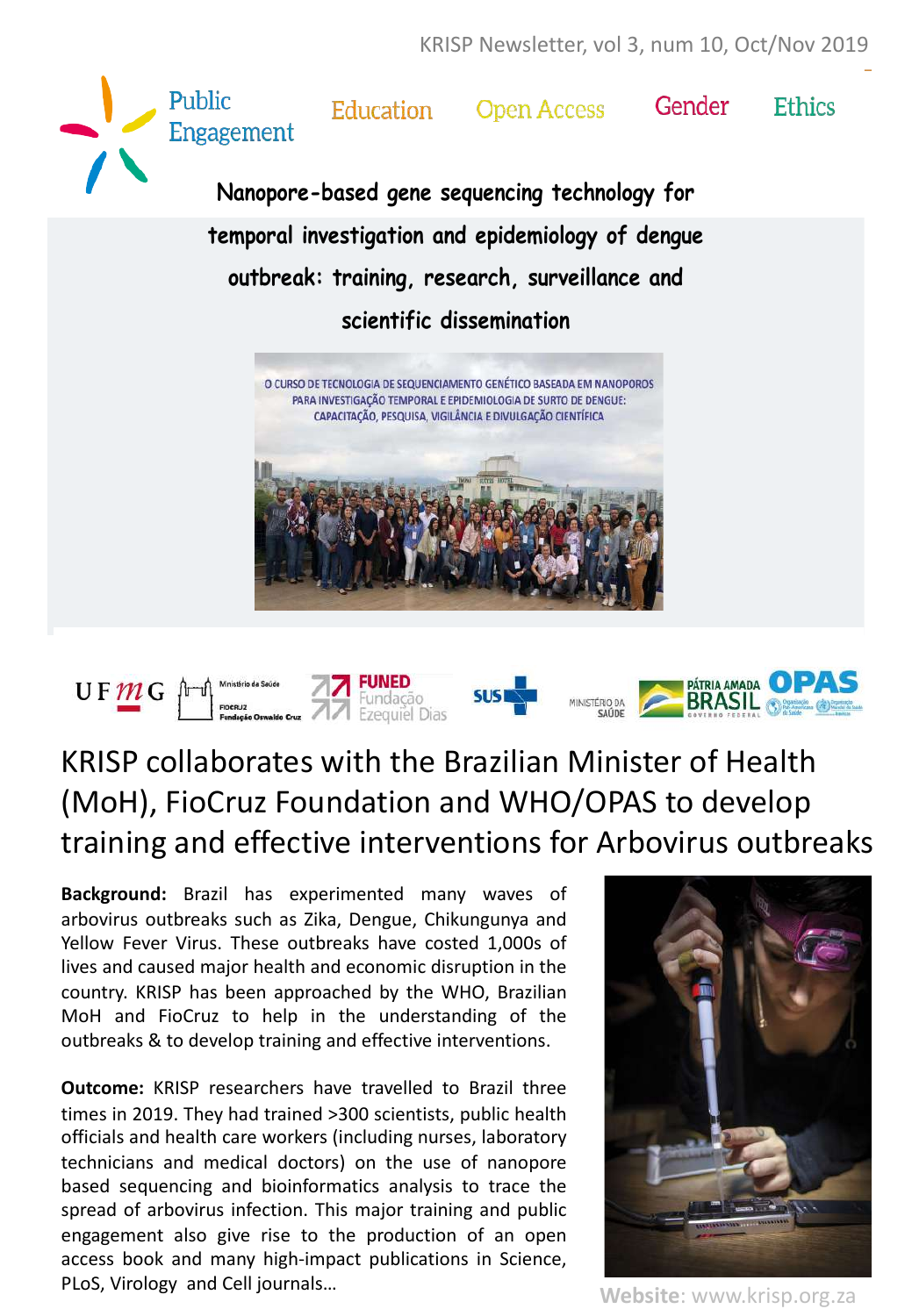Public Engagement | Education | Open Access | Gender | Ethics

## Nanopore-based gene sequencing technology for temporal investigation and epidemiology of dengue outbreak: training, research, surveillance and scientific dissemination

# KRISP collaborates with the Brazilian Minister of Health (MoH), FioCruz Foundation and WHO/OPAS to develop training and effective interventions for Arbovirus outbreaks

**Background:** Brazil has experimented many waves of arbovirus outbreaks such as Zika, Dengue, Chikungunya and Yellow Fever Virus. These outbreaks have costed 1,000s of lives and caused major health and economic disruption in the country. KRISP has been approached by the WHO, Brazilian MoH and FioCruz to help in the understanding of the outbreaks & to develop training and effective interventions.

**Outcome:** KRISP researchers have travelled to Brazil three times in 2019. They had trained >300 scientists, public health officials and health care workers (including nurses, laboratory technicians and medical doctors) on the use of nanopore based sequencing and bioinformatics analysis to trace the spread of arbovirus infection. This major training and public engagement also give rise to the production of an open access book and many high-impact publications in Science, PLoS, Virology and Cell journals…

**Website**: www.krisp.org.za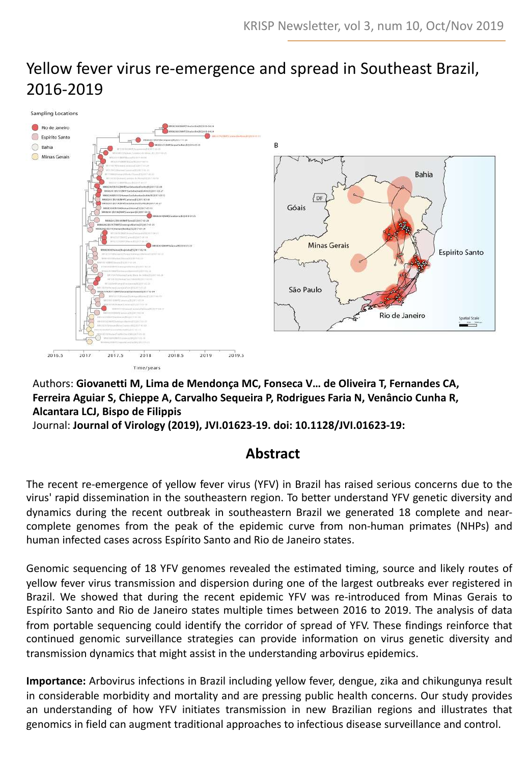# Yellow fever virus re-emergence and spread in Southeast Brazil, 2016-2019

Authors: **Giovanetti M, Lima de Mendonça MC, Fonseca V... de Oliveira T, Fernandes CA, Ferreira Aguiar S, Chieppe A, Carvalho Sequeira P, Rodrigues Faria N, Venâncio Cunha R, Alcantara LCJ, Bispo de Filippis**

Journal: **Journal of Virology (2019), JVI.01623-19. doi: 10.1128/JVI.01623-19:**

## Abstract

The recent re-emergence of yellow fever virus (YFV) in Brazil has raised serious concerns due to the virus' rapid dissemination in the southeastern region. To better understand YFV genetic diversity and dynamics during the recent outbreak in southeastern Brazil we generated 18 complete and near-complete genomes from the peak of the epidemic curve from non-human primates (NHPs) and human infected cases across Espírito Santo and Rio de Janeiro states.

Genomic sequencing of 18 YFV genomes revealed the estimated timing, source and likely routes of yellow fever virus transmission and dispersion during one of the largest outbreaks ever registered in Brazil. We showed that during the recent epidemic YFV was re-introduced from Minas Gerais to Espírito Santo and Rio de Janeiro states multiple times between 2016 to 2019. The analysis of data from portable sequencing could identify the corridor of spread of YFV. These findings reinforce that continued genomic surveillance strategies can provide information on virus genetic diversity and transmission dynamics that might assist in the understanding arbovirus epidemics.

**Importance:** Arbovirus infections in Brazil including yellow fever, dengue, zika and chikungunya result in considerable morbidity and mortality and are pressing public health concerns. Our study provides an understanding of how YFV initiates transmission in new Brazilian regions and illustrates that genomics in field can augment traditional approaches to infectious disease surveillance and control.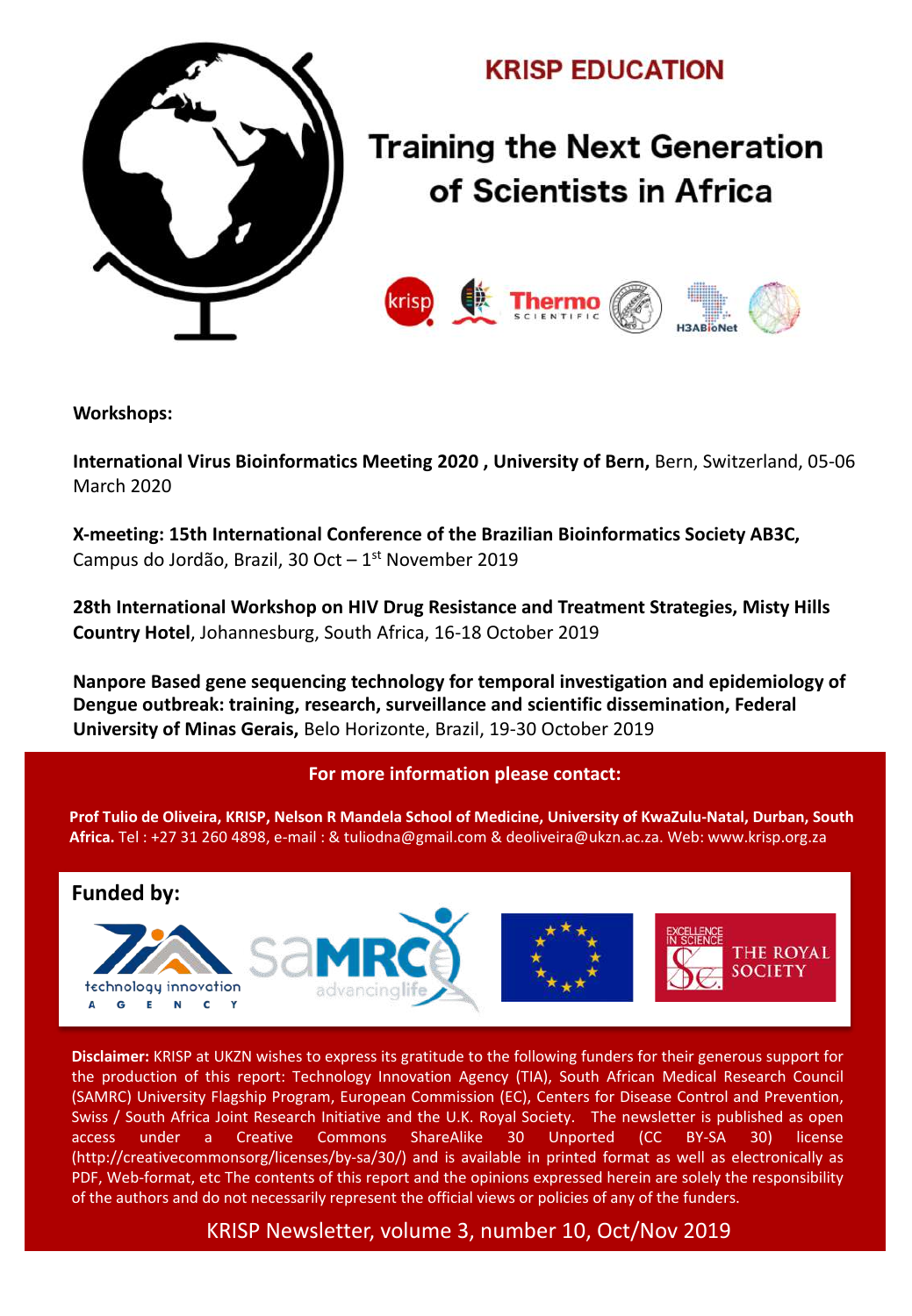# KRISP EDUCATION

## Training the Next Generation of Scientists in Africa

**Workshops:**

**International Virus Bioinformatics Meeting 2020 , University of Bern,** Bern, Switzerland, 05-06 March 2020

**X-meeting: 15th International Conference of the Brazilian Bioinformatics Society AB3C,** Campus do Jordão, Brazil, 30 Oct – 1st November 2019

**28th International Workshop on HIV Drug Resistance and Treatment Strategies, Misty Hills Country Hotel**, Johannesburg, South Africa, 16-18 October 2019

**Nanpore Based gene sequencing technology for temporal investigation and epidemiology of Dengue outbreak: training, research, surveillance and scientific dissemination, Federal University of Minas Gerais,** Belo Horizonte, Brazil, 19-30 October 2019

**For more information please contact:**

**Prof Tulio de Oliveira, KRISP, Nelson R Mandela School of Medicine, University of KwaZulu-Natal, Durban, South Africa.** Tel : +27 31 260 4898, e-mail : & tuliodna@gmail.com & deoliveira@ukzn.ac.za. Web: www.krisp.org.za

**Funded by:**

**Disclaimer:** KRISP at UKZN wishes to express its gratitude to the following funders for their generous support for the production of this report: Technology Innovation Agency (TIA), South African Medical Research Council (SAMRC) University Flagship Program, European Commission (EC), Centers for Disease Control and Prevention, Swiss / South Africa Joint Research Initiative and the U.K. Royal Society. The newsletter is published as open access under a Creative Commons ShareAlike 30 Unported (CC BY-SA 30) license (http://creativecommonsorg/licenses/by-sa/30/) and is available in printed format as well as electronically as PDF, Web-format, etc The contents of this report and the opinions expressed herein are solely the responsibility of the authors and do not necessarily represent the official views or policies of any of the funders.

KRISP Newsletter, volume 3, number 10, Oct/Nov 2019